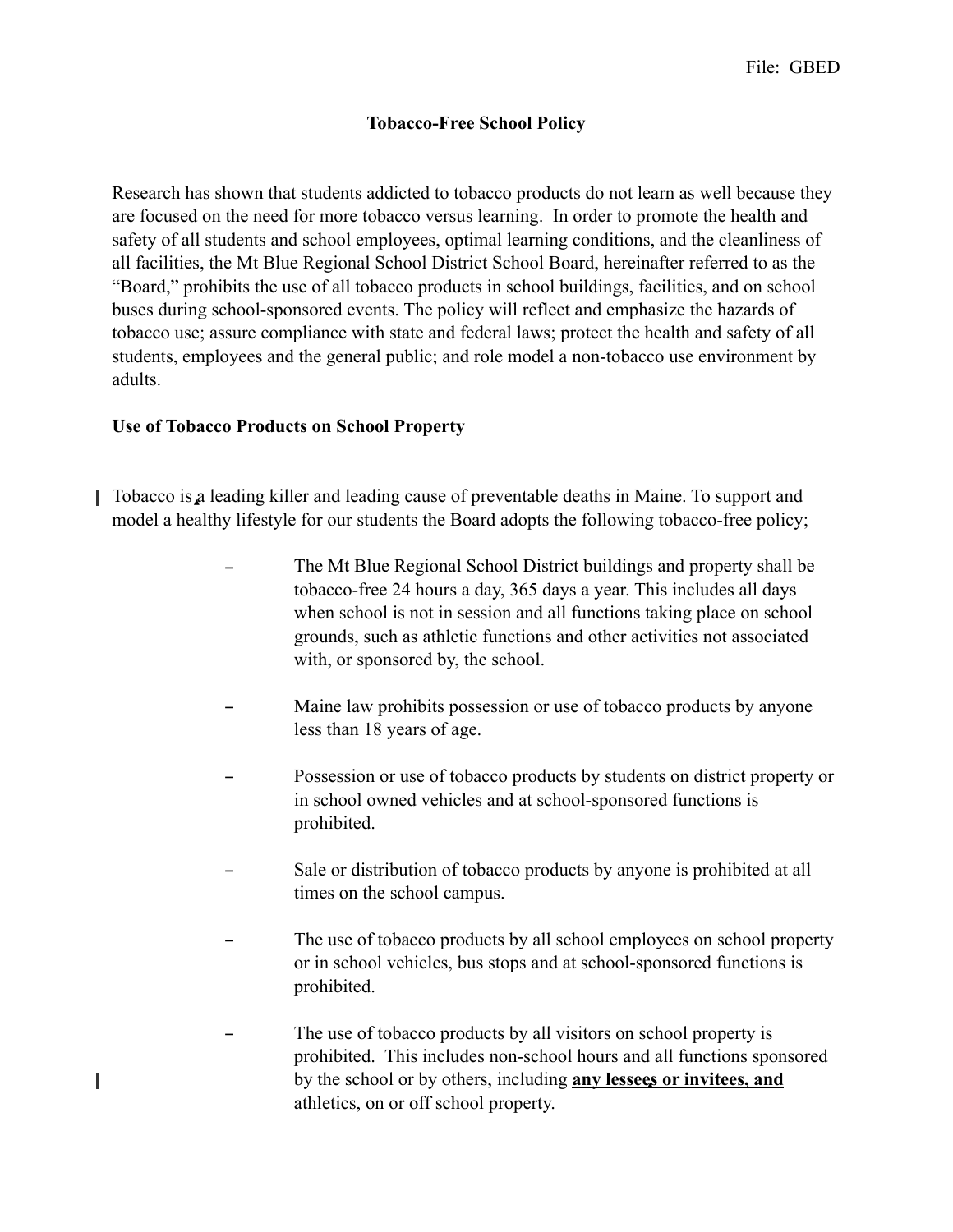File: GBED

# Tobacco-Free School Policy

Research has shown that students addicted to tobacco products do not learn as well because they are focused on the need for more tobacco versus learning. In order to promote the health and safety of all students and school employees, optimal learning conditions, and the cleanliness of all facilities, the Mt Blue Regional School District School Board, hereinafter referred to as the "Board," prohibits the use of all tobacco products in school buildings, facilities, and on school buses during school-sponsored events. The policy will reflect and emphasize the hazards of tobacco use; assure compliance with state and federal laws; protect the health and safety of all students, employees and the general public; and role model a non-tobacco use environment by adults.

## Use of Tobacco Products on School Property

Tobacco is a leading killer and leading cause of preventable deaths in Maine. To support and model a healthy lifestyle for our students the Board adopts the following tobacco-free policy;

- The Mt Blue Regional School District buildings and property shall be tobacco-free 24 hours a day, 365 days a year. This includes all days when school is not in session and all functions taking place on school grounds, such as athletic functions and other activities not associated with, or sponsored by, the school.
- Maine law prohibits possession or use of tobacco products by anyone less than 18 years of age.
- Possession or use of tobacco products by students on district property or in school owned vehicles and at school-sponsored functions is prohibited.
- Sale or distribution of tobacco products by anyone is prohibited at all times on the school campus.
- The use of tobacco products by all school employees on school property or in school vehicles, bus stops and at school-sponsored functions is prohibited.
- The use of tobacco products by all visitors on school property is prohibited. This includes non-school hours and all functions sponsored by the school or by others, including **any lessees or invitees, and** athletics, on or off school property.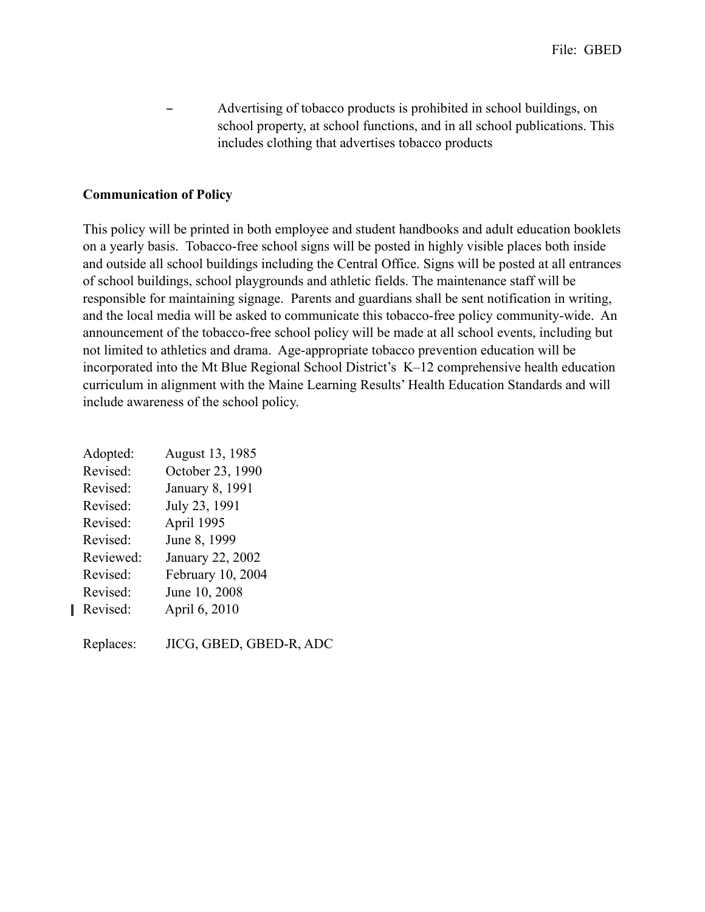- Advertising of tobacco products is prohibited in school buildings, on school property, at school functions, and in all school publications. This includes clothing that advertises tobacco products

**Communication of Policy**

This policy will be printed in both employee and student handbooks and adult education booklets on a yearly basis. Tobacco-free school signs will be posted in highly visible places both inside and outside all school buildings including the Central Office. Signs will be posted at all entrances of school buildings, school playgrounds and athletic fields. The maintenance staff will be responsible for maintaining signage. Parents and guardians shall be sent notification in writing, and the local media will be asked to communicate this tobacco-free policy community-wide. An announcement of the tobacco-free school policy will be made at all school events, including but not limited to athletics and drama. Age-appropriate tobacco prevention education will be incorporated into the Mt Blue Regional School District's K–12 comprehensive health education curriculum in alignment with the Maine Learning Results' Health Education Standards and will include awareness of the school policy.

| | |
|---|---|
| Adopted: | August 13, 1985 |
| Revised: | October 23, 1990 |
| Revised: | January 8, 1991 |
| Revised: | July 23, 1991 |
| Revised: | April 1995 |
| Revised: | June 8, 1999 |
| Reviewed: | January 22, 2002 |
| Revised: | February 10, 2004 |
| Revised: | June 10, 2008 |
| Revised: | April 6, 2010 |

Replaces: JICG, GBED, GBED-R, ADC